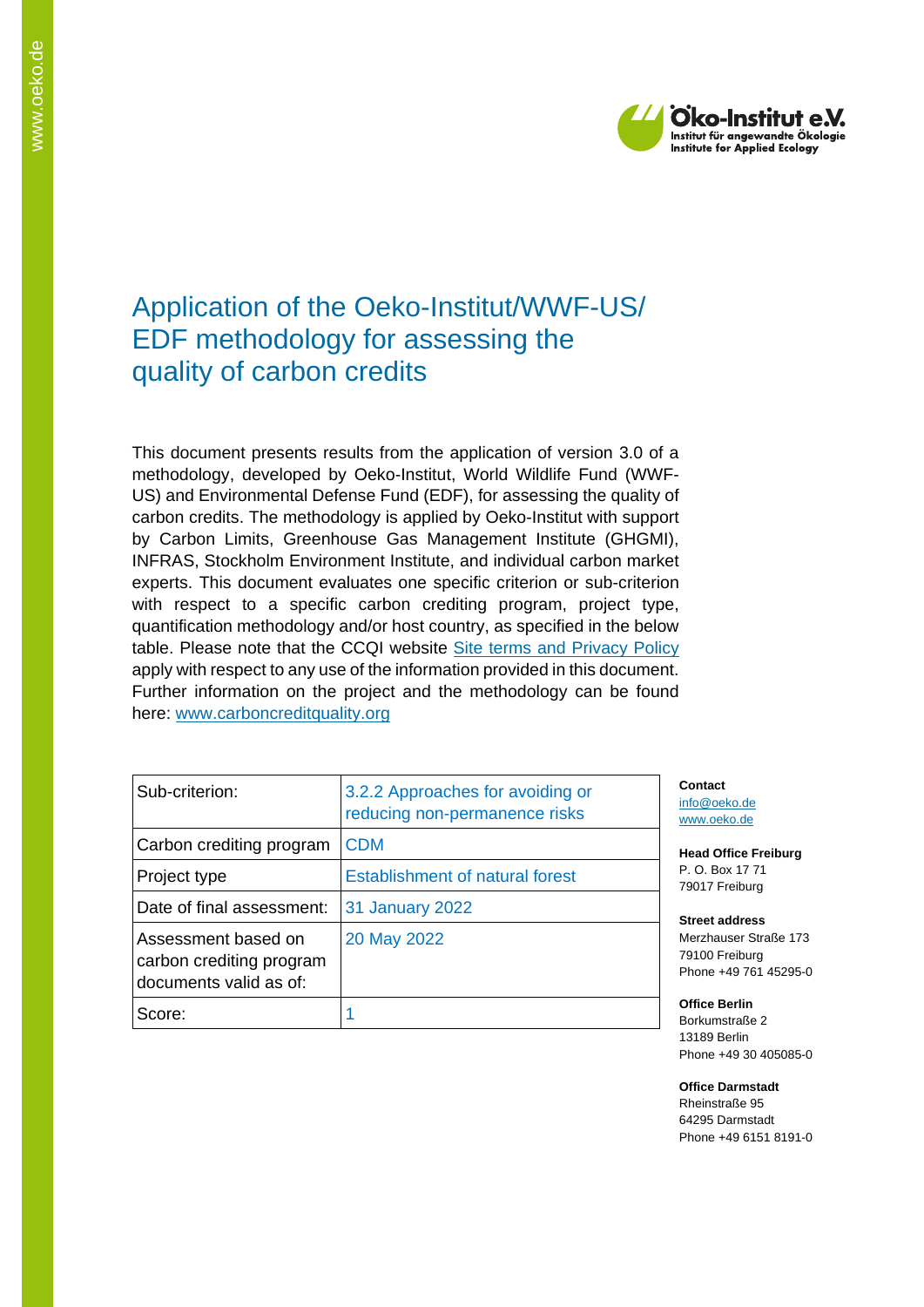Öko-Institut e.V.
Institut für angewandte Ökologie
Institute for Applied Ecology

# Application of the Oeko-Institut/WWF-US/ EDF methodology for assessing the quality of carbon credits

This document presents results from the application of version 3.0 of a methodology, developed by Oeko-Institut, World Wildlife Fund (WWF-US) and Environmental Defense Fund (EDF), for assessing the quality of carbon credits. The methodology is applied by Oeko-Institut with support by Carbon Limits, Greenhouse Gas Management Institute (GHGMI), INFRAS, Stockholm Environment Institute, and individual carbon market experts. This document evaluates one specific criterion or sub-criterion with respect to a specific carbon crediting program, project type, quantification methodology and/or host country, as specified in the below table. Please note that the CCQI website Site terms and Privacy Policy apply with respect to any use of the information provided in this document. Further information on the project and the methodology can be found here: www.carboncreditquality.org

| Sub-criterion: | 3.2.2 Approaches for avoiding or reducing non-permanence risks |
|---|---|
| Carbon crediting program | CDM |
| Project type | Establishment of natural forest |
| Date of final assessment: | 31 January 2022 |
| Assessment based on carbon crediting program documents valid as of: | 20 May 2022 |
| Score: | 1 |

**Contact**
info@oeko.de
www.oeko.de

**Head Office Freiburg**
P. O. Box 17 71
79017 Freiburg

**Street address**
Merzhauser Straße 173
79100 Freiburg
Phone +49 761 45295-0

**Office Berlin**
Borkumstraße 2
13189 Berlin
Phone +49 30 405085-0

**Office Darmstadt**
Rheinstraße 95
64295 Darmstadt
Phone +49 6151 8191-0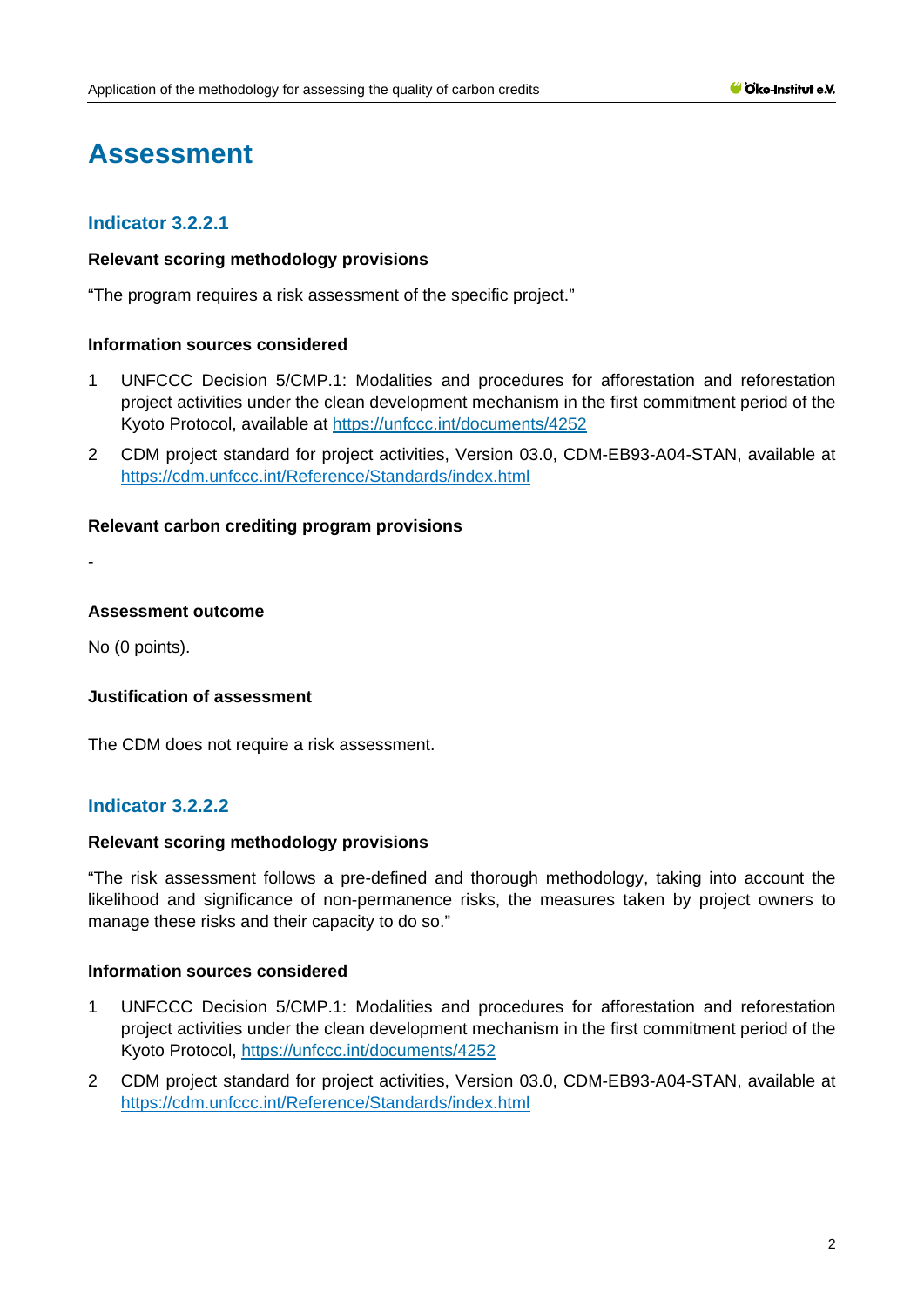# Assessment

## Indicator 3.2.2.1

**Relevant scoring methodology provisions**

"The program requires a risk assessment of the specific project."

**Information sources considered**

1. UNFCCC Decision 5/CMP.1: Modalities and procedures for afforestation and reforestation project activities under the clean development mechanism in the first commitment period of the Kyoto Protocol, available at https://unfccc.int/documents/4252
2. CDM project standard for project activities, Version 03.0, CDM-EB93-A04-STAN, available at https://cdm.unfccc.int/Reference/Standards/index.html

**Relevant carbon crediting program provisions**

-

**Assessment outcome**

No (0 points).

**Justification of assessment**

The CDM does not require a risk assessment.

## Indicator 3.2.2.2

**Relevant scoring methodology provisions**

"The risk assessment follows a pre-defined and thorough methodology, taking into account the likelihood and significance of non-permanence risks, the measures taken by project owners to manage these risks and their capacity to do so."

**Information sources considered**

1. UNFCCC Decision 5/CMP.1: Modalities and procedures for afforestation and reforestation project activities under the clean development mechanism in the first commitment period of the Kyoto Protocol, https://unfccc.int/documents/4252
2. CDM project standard for project activities, Version 03.0, CDM-EB93-A04-STAN, available at https://cdm.unfccc.int/Reference/Standards/index.html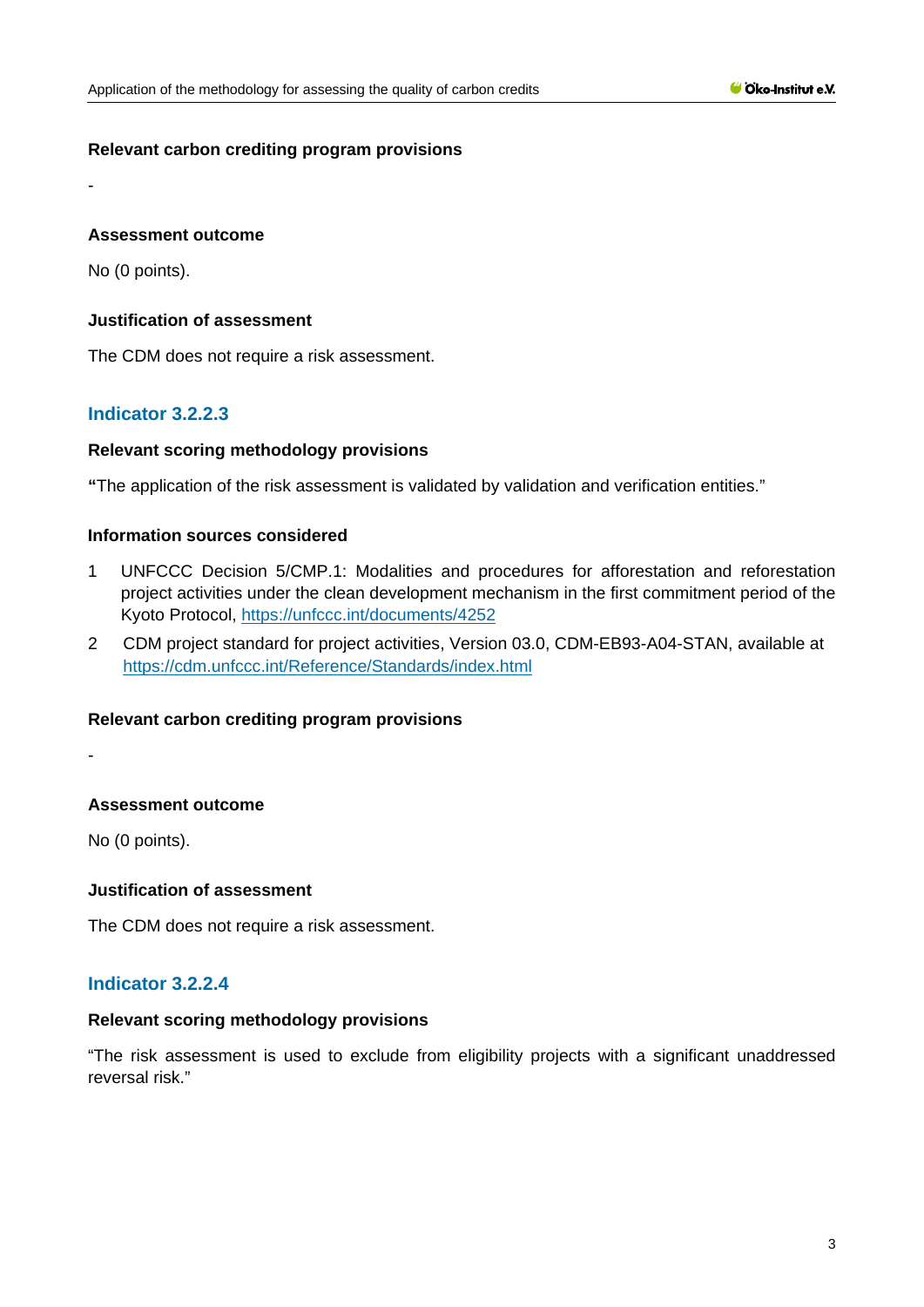#### Relevant carbon crediting program provisions

-

#### Assessment outcome

No (0 points).

#### Justification of assessment

The CDM does not require a risk assessment.

### Indicator 3.2.2.3

#### Relevant scoring methodology provisions

**"**The application of the risk assessment is validated by validation and verification entities."

#### Information sources considered

1. UNFCCC Decision 5/CMP.1: Modalities and procedures for afforestation and reforestation project activities under the clean development mechanism in the first commitment period of the Kyoto Protocol, https://unfccc.int/documents/4252
2. CDM project standard for project activities, Version 03.0, CDM-EB93-A04-STAN, available at https://cdm.unfccc.int/Reference/Standards/index.html

#### Relevant carbon crediting program provisions

-

#### Assessment outcome

No (0 points).

#### Justification of assessment

The CDM does not require a risk assessment.

### Indicator 3.2.2.4

#### Relevant scoring methodology provisions

"The risk assessment is used to exclude from eligibility projects with a significant unaddressed reversal risk."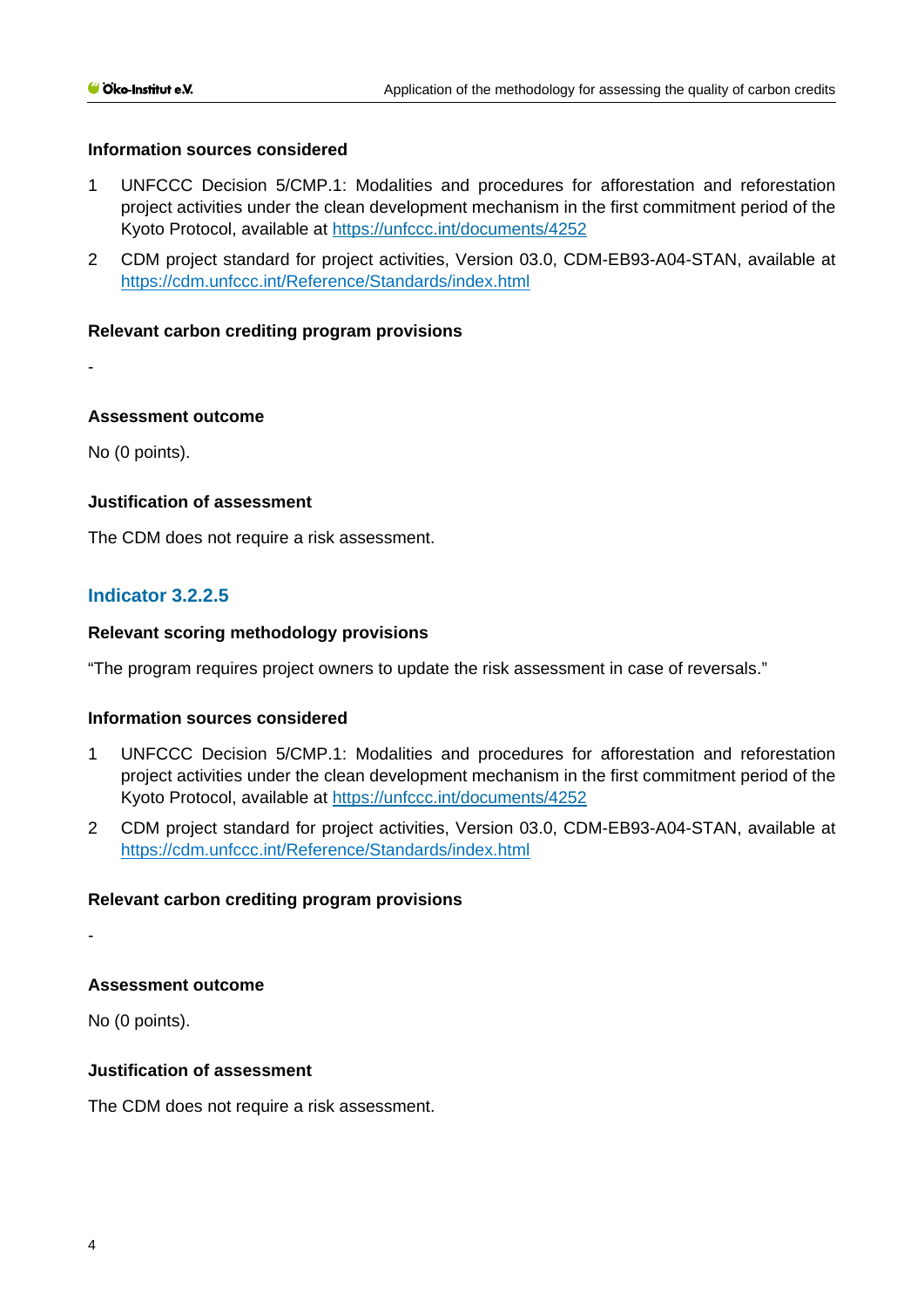#### Information sources considered

1. UNFCCC Decision 5/CMP.1: Modalities and procedures for afforestation and reforestation project activities under the clean development mechanism in the first commitment period of the Kyoto Protocol, available at https://unfccc.int/documents/4252
2. CDM project standard for project activities, Version 03.0, CDM-EB93-A04-STAN, available at https://cdm.unfccc.int/Reference/Standards/index.html

#### Relevant carbon crediting program provisions

-

#### Assessment outcome

No (0 points).

#### Justification of assessment

The CDM does not require a risk assessment.

### Indicator 3.2.2.5

#### Relevant scoring methodology provisions

"The program requires project owners to update the risk assessment in case of reversals."

#### Information sources considered

1. UNFCCC Decision 5/CMP.1: Modalities and procedures for afforestation and reforestation project activities under the clean development mechanism in the first commitment period of the Kyoto Protocol, available at https://unfccc.int/documents/4252
2. CDM project standard for project activities, Version 03.0, CDM-EB93-A04-STAN, available at https://cdm.unfccc.int/Reference/Standards/index.html

#### Relevant carbon crediting program provisions

-

#### Assessment outcome

No (0 points).

#### Justification of assessment

The CDM does not require a risk assessment.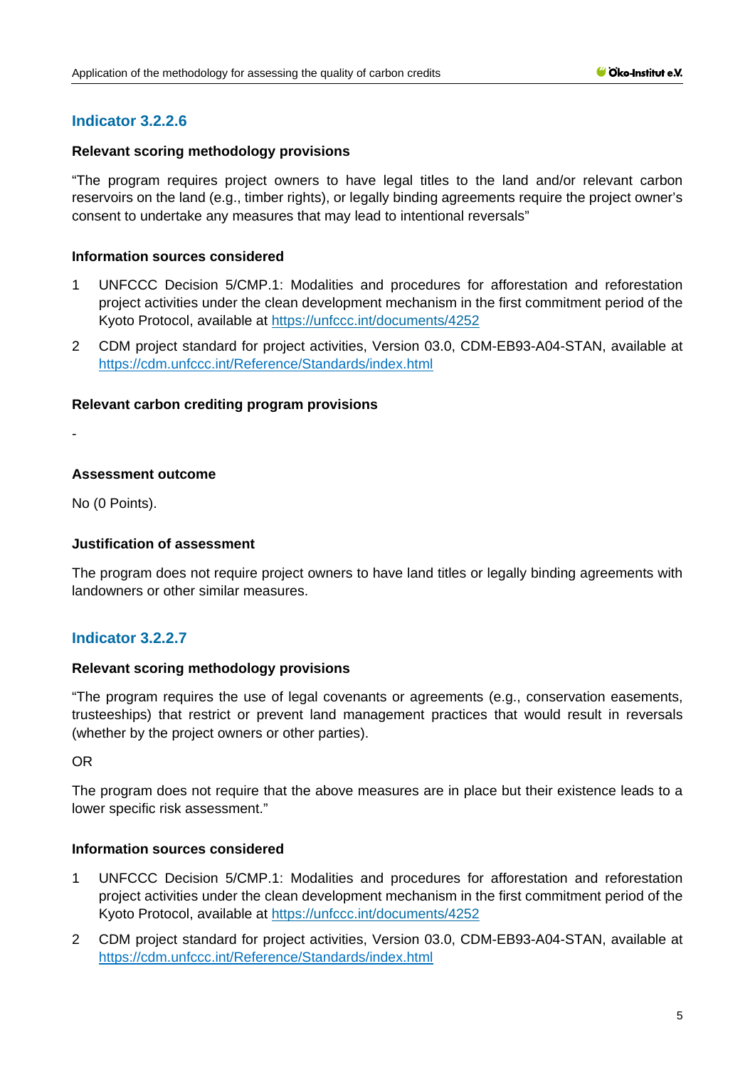## Indicator 3.2.2.6

**Relevant scoring methodology provisions**

"The program requires project owners to have legal titles to the land and/or relevant carbon reservoirs on the land (e.g., timber rights), or legally binding agreements require the project owner's consent to undertake any measures that may lead to intentional reversals"

**Information sources considered**

1. UNFCCC Decision 5/CMP.1: Modalities and procedures for afforestation and reforestation project activities under the clean development mechanism in the first commitment period of the Kyoto Protocol, available at https://unfccc.int/documents/4252
2. CDM project standard for project activities, Version 03.0, CDM-EB93-A04-STAN, available at https://cdm.unfccc.int/Reference/Standards/index.html

**Relevant carbon crediting program provisions**

-

**Assessment outcome**

No (0 Points).

**Justification of assessment**

The program does not require project owners to have land titles or legally binding agreements with landowners or other similar measures.

## Indicator 3.2.2.7

**Relevant scoring methodology provisions**

"The program requires the use of legal covenants or agreements (e.g., conservation easements, trusteeships) that restrict or prevent land management practices that would result in reversals (whether by the project owners or other parties).

OR

The program does not require that the above measures are in place but their existence leads to a lower specific risk assessment."

**Information sources considered**

1. UNFCCC Decision 5/CMP.1: Modalities and procedures for afforestation and reforestation project activities under the clean development mechanism in the first commitment period of the Kyoto Protocol, available at https://unfccc.int/documents/4252
2. CDM project standard for project activities, Version 03.0, CDM-EB93-A04-STAN, available at https://cdm.unfccc.int/Reference/Standards/index.html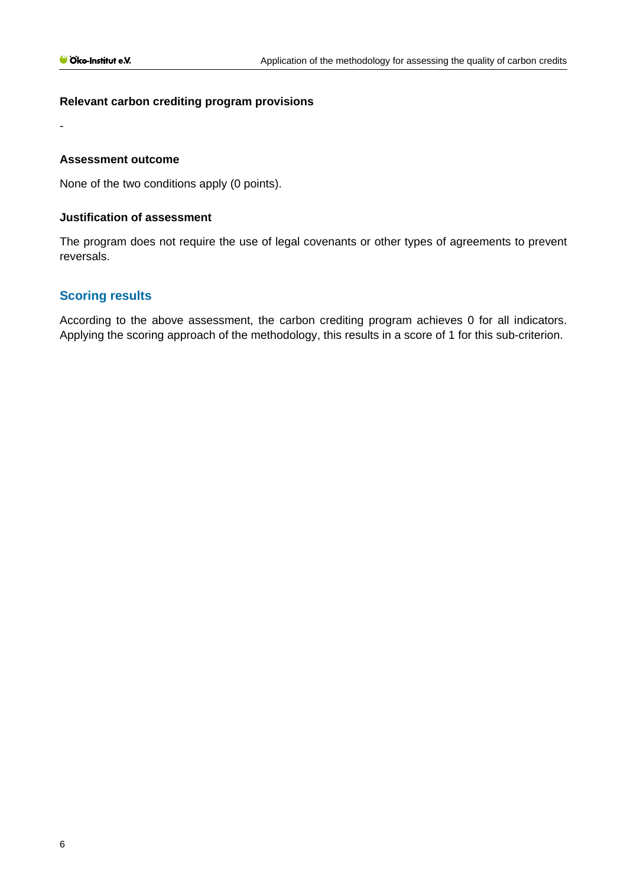#### Relevant carbon crediting program provisions

-

#### Assessment outcome

None of the two conditions apply (0 points).

#### Justification of assessment

The program does not require the use of legal covenants or other types of agreements to prevent reversals.

### Scoring results

According to the above assessment, the carbon crediting program achieves 0 for all indicators. Applying the scoring approach of the methodology, this results in a score of 1 for this sub-criterion.